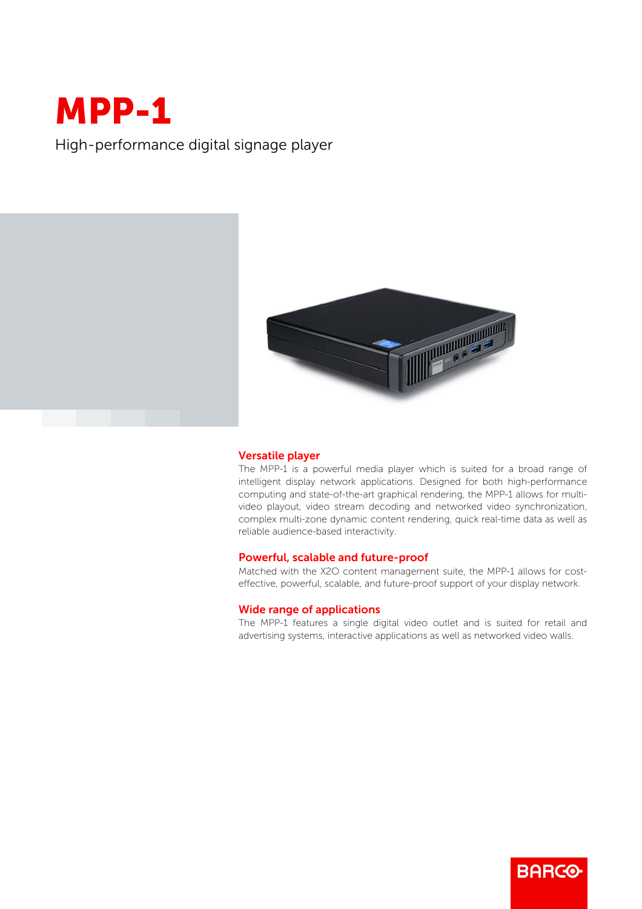# MPP-1

High-performance digital signage player

## Versatile player

The MPP-1 is a powerful media player which is suited for a broad range of intelligent display network applications. Designed for both high-performance computing and state-of-the-art graphical rendering, the MPP-1 allows for multi-video playout, video stream decoding and networked video synchronization, complex multi-zone dynamic content rendering, quick real-time data as well as reliable audience-based interactivity.

## Powerful, scalable and future-proof

Matched with the X2O content management suite, the MPP-1 allows for cost-effective, powerful, scalable, and future-proof support of your display network.

## Wide range of applications

The MPP-1 features a single digital video outlet and is suited for retail and advertising systems, interactive applications as well as networked video walls.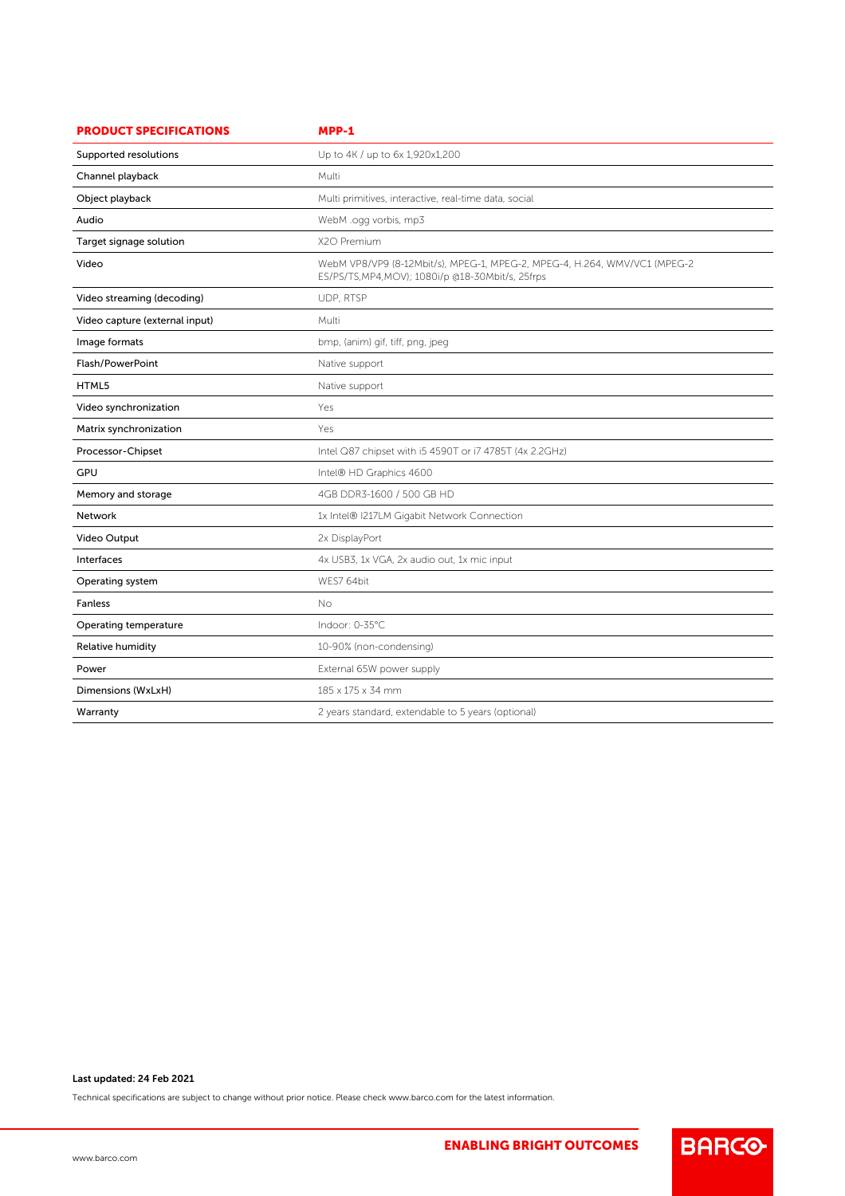| PRODUCT SPECIFICATIONS | MPP-1 |
|---|---|
| Supported resolutions | Up to 4K / up to 6x 1,920x1,200 |
| Channel playback | Multi |
| Object playback | Multi primitives, interactive, real-time data, social |
| Audio | WebM .ogg vorbis, mp3 |
| Target signage solution | X2O Premium |
| Video | WebM VP8/VP9 (8-12Mbit/s), MPEG-1, MPEG-2, MPEG-4, H.264, WMV/VC1 (MPEG-2 ES/PS/TS,MP4,MOV); 1080i/p @18-30Mbit/s, 25frps |
| Video streaming (decoding) | UDP, RTSP |
| Video capture (external input) | Multi |
| Image formats | bmp, (anim) gif, tiff, png, jpeg |
| Flash/PowerPoint | Native support |
| HTML5 | Native support |
| Video synchronization | Yes |
| Matrix synchronization | Yes |
| Processor-Chipset | Intel Q87 chipset with i5 4590T or i7 4785T (4x 2.2GHz) |
| GPU | Intel® HD Graphics 4600 |
| Memory and storage | 4GB DDR3-1600 / 500 GB HD |
| Network | 1x Intel® I217LM Gigabit Network Connection |
| Video Output | 2x DisplayPort |
| Interfaces | 4x USB3, 1x VGA, 2x audio out, 1x mic input |
| Operating system | WES7 64bit |
| Fanless | No |
| Operating temperature | Indoor: 0-35°C |
| Relative humidity | 10-90% (non-condensing) |
| Power | External 65W power supply |
| Dimensions (WxLxH) | 185 x 175 x 34 mm |
| Warranty | 2 years standard, extendable to 5 years (optional) |

**Last updated: 24 Feb 2021**

Technical specifications are subject to change without prior notice. Please check www.barco.com for the latest information.

www.barco.com

**ENABLING BRIGHT OUTCOMES**

BARCO